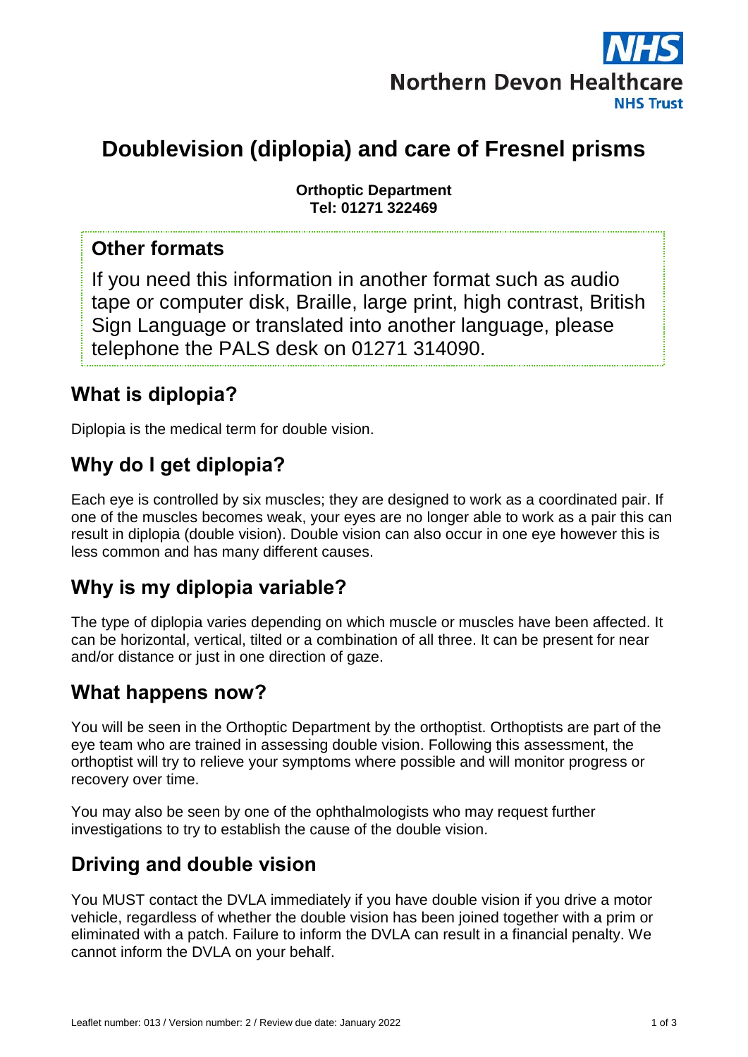Northern Devon Healthcare NHS Trust

# Doublevision (diplopia) and care of Fresnel prisms

**Orthoptic Department**
**Tel: 01271 322469**

## Other formats

If you need this information in another format such as audio tape or computer disk, Braille, large print, high contrast, British Sign Language or translated into another language, please telephone the PALS desk on 01271 314090.

## What is diplopia?

Diplopia is the medical term for double vision.

## Why do I get diplopia?

Each eye is controlled by six muscles; they are designed to work as a coordinated pair. If one of the muscles becomes weak, your eyes are no longer able to work as a pair this can result in diplopia (double vision). Double vision can also occur in one eye however this is less common and has many different causes.

## Why is my diplopia variable?

The type of diplopia varies depending on which muscle or muscles have been affected. It can be horizontal, vertical, tilted or a combination of all three. It can be present for near and/or distance or just in one direction of gaze.

## What happens now?

You will be seen in the Orthoptic Department by the orthoptist. Orthoptists are part of the eye team who are trained in assessing double vision. Following this assessment, the orthoptist will try to relieve your symptoms where possible and will monitor progress or recovery over time.

You may also be seen by one of the ophthalmologists who may request further investigations to try to establish the cause of the double vision.

## Driving and double vision

You MUST contact the DVLA immediately if you have double vision if you drive a motor vehicle, regardless of whether the double vision has been joined together with a prim or eliminated with a patch. Failure to inform the DVLA can result in a financial penalty. We cannot inform the DVLA on your behalf.

Leaflet number: 013 / Version number: 2 / Review due date: January 2022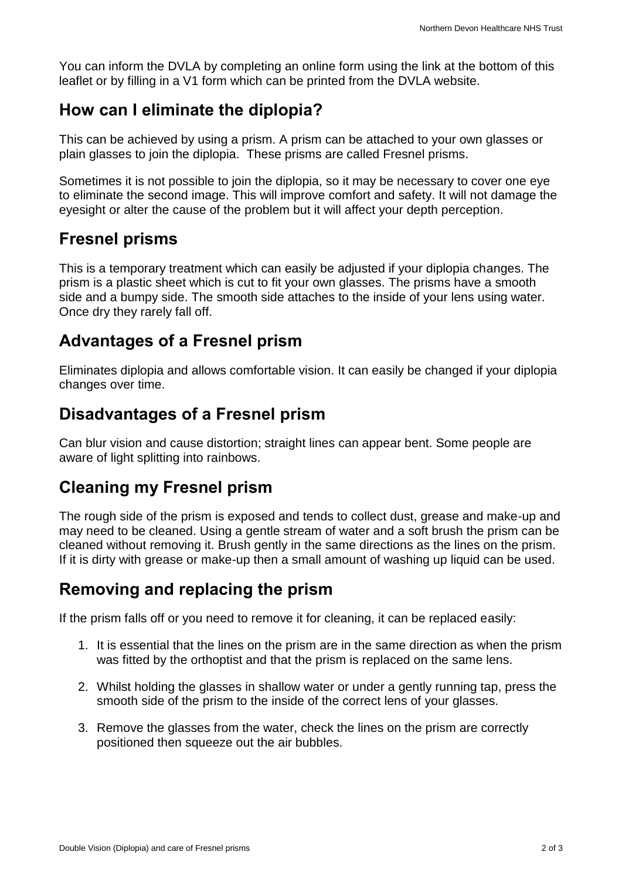You can inform the DVLA by completing an online form using the link at the bottom of this leaflet or by filling in a V1 form which can be printed from the DVLA website.

## How can I eliminate the diplopia?

This can be achieved by using a prism. A prism can be attached to your own glasses or plain glasses to join the diplopia. These prisms are called Fresnel prisms.

Sometimes it is not possible to join the diplopia, so it may be necessary to cover one eye to eliminate the second image. This will improve comfort and safety. It will not damage the eyesight or alter the cause of the problem but it will affect your depth perception.

## Fresnel prisms

This is a temporary treatment which can easily be adjusted if your diplopia changes. The prism is a plastic sheet which is cut to fit your own glasses. The prisms have a smooth side and a bumpy side. The smooth side attaches to the inside of your lens using water. Once dry they rarely fall off.

## Advantages of a Fresnel prism

Eliminates diplopia and allows comfortable vision. It can easily be changed if your diplopia changes over time.

## Disadvantages of a Fresnel prism

Can blur vision and cause distortion; straight lines can appear bent. Some people are aware of light splitting into rainbows.

## Cleaning my Fresnel prism

The rough side of the prism is exposed and tends to collect dust, grease and make-up and may need to be cleaned. Using a gentle stream of water and a soft brush the prism can be cleaned without removing it. Brush gently in the same directions as the lines on the prism. If it is dirty with grease or make-up then a small amount of washing up liquid can be used.

## Removing and replacing the prism

If the prism falls off or you need to remove it for cleaning, it can be replaced easily:

1. It is essential that the lines on the prism are in the same direction as when the prism was fitted by the orthoptist and that the prism is replaced on the same lens.
2. Whilst holding the glasses in shallow water or under a gently running tap, press the smooth side of the prism to the inside of the correct lens of your glasses.
3. Remove the glasses from the water, check the lines on the prism are correctly positioned then squeeze out the air bubbles.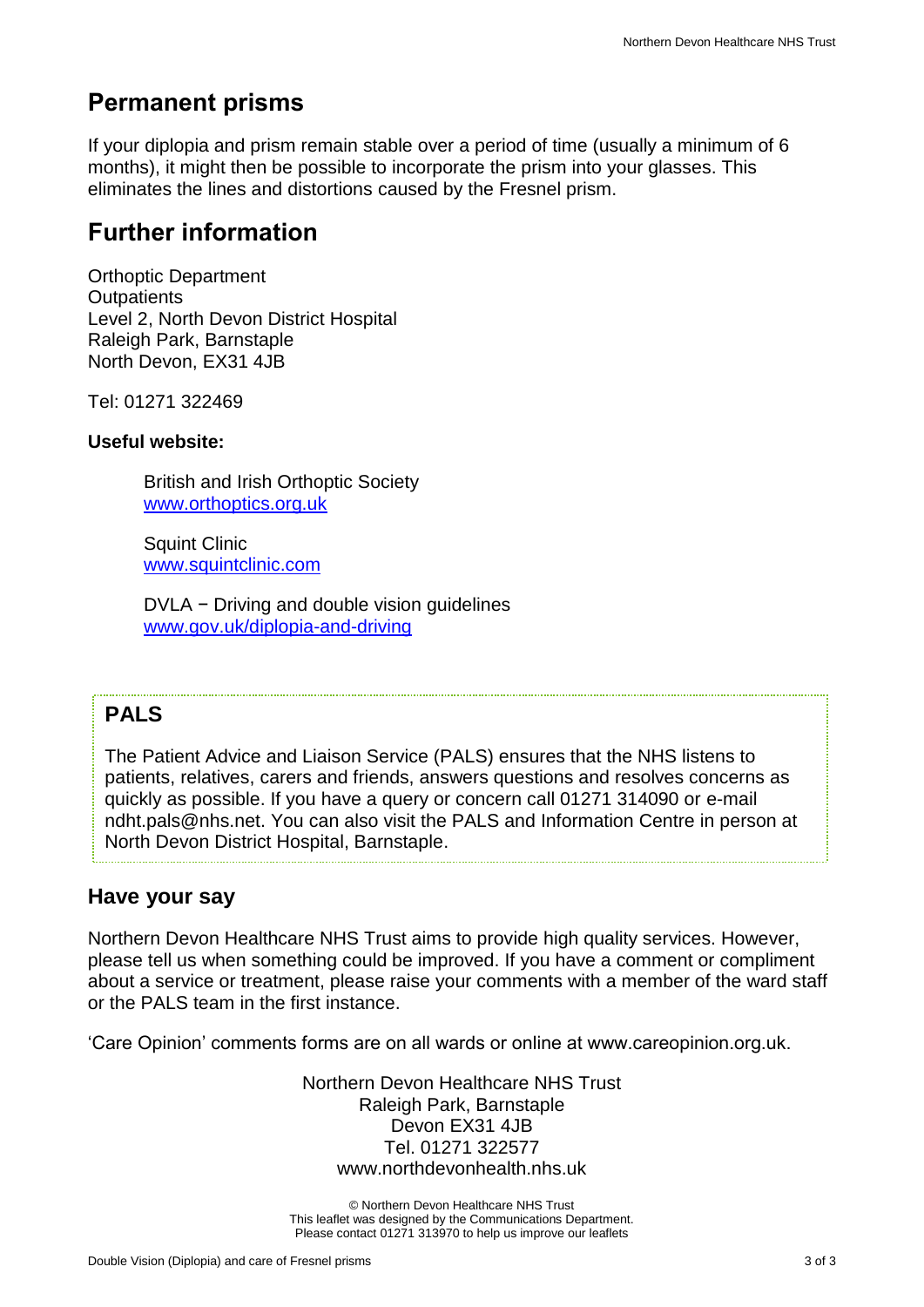## Permanent prisms

If your diplopia and prism remain stable over a period of time (usually a minimum of 6 months), it might then be possible to incorporate the prism into your glasses. This eliminates the lines and distortions caused by the Fresnel prism.

## Further information

Orthoptic Department
Outpatients
Level 2, North Devon District Hospital
Raleigh Park, Barnstaple
North Devon, EX31 4JB

Tel: 01271 322469

**Useful website:**

British and Irish Orthoptic Society
www.orthoptics.org.uk

Squint Clinic
www.squintclinic.com

DVLA − Driving and double vision guidelines
www.gov.uk/diplopia-and-driving

## PALS

The Patient Advice and Liaison Service (PALS) ensures that the NHS listens to patients, relatives, carers and friends, answers questions and resolves concerns as quickly as possible. If you have a query or concern call 01271 314090 or e-mail ndht.pals@nhs.net. You can also visit the PALS and Information Centre in person at North Devon District Hospital, Barnstaple.

### Have your say

Northern Devon Healthcare NHS Trust aims to provide high quality services. However, please tell us when something could be improved. If you have a comment or compliment about a service or treatment, please raise your comments with a member of the ward staff or the PALS team in the first instance.

'Care Opinion' comments forms are on all wards or online at www.careopinion.org.uk.

Northern Devon Healthcare NHS Trust
Raleigh Park, Barnstaple
Devon EX31 4JB
Tel. 01271 322577
www.northdevonhealth.nhs.uk

© Northern Devon Healthcare NHS Trust
This leaflet was designed by the Communications Department.
Please contact 01271 313970 to help us improve our leaflets